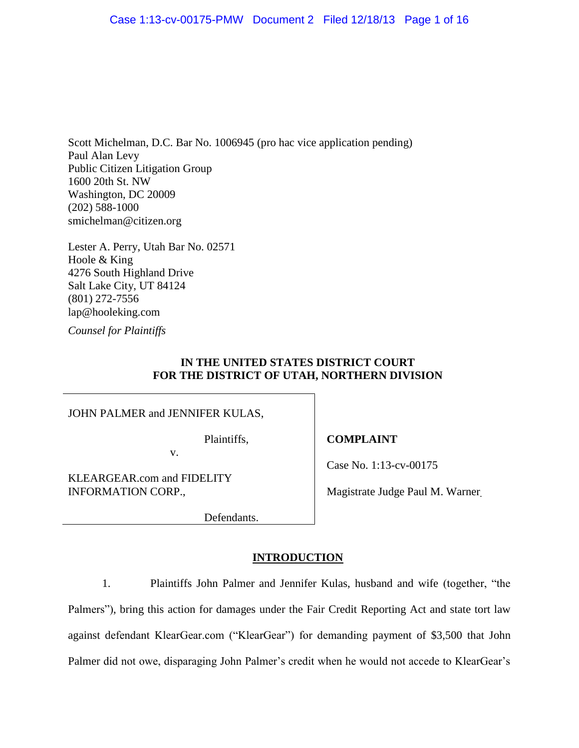Scott Michelman, D.C. Bar No. 1006945 (pro hac vice application pending)
Paul Alan Levy
Public Citizen Litigation Group
1600 20th St. NW
Washington, DC 20009
(202) 588-1000
smichelman@citizen.org

Lester A. Perry, Utah Bar No. 02571
Hoole & King
4276 South Highland Drive
Salt Lake City, UT 84124
(801) 272-7556
lap@hooleking.com

*Counsel for Plaintiffs*

**IN THE UNITED STATES DISTRICT COURT
FOR THE DISTRICT OF UTAH, NORTHERN DIVISION**

| | |
|---|---|
| JOHN PALMER and JENNIFER KULAS,<br><br>Plaintiffs,<br><br>v.<br><br>KLEARGEAR.com and FIDELITY INFORMATION CORP.,<br><br>Defendants. | **COMPLAINT**<br><br>Case No. 1:13-cv-00175<br><br>Magistrate Judge Paul M. Warner |

## INTRODUCTION

1. Plaintiffs John Palmer and Jennifer Kulas, husband and wife (together, "the Palmers"), bring this action for damages under the Fair Credit Reporting Act and state tort law against defendant KlearGear.com ("KlearGear") for demanding payment of $3,500 that John Palmer did not owe, disparaging John Palmer's credit when he would not accede to KlearGear's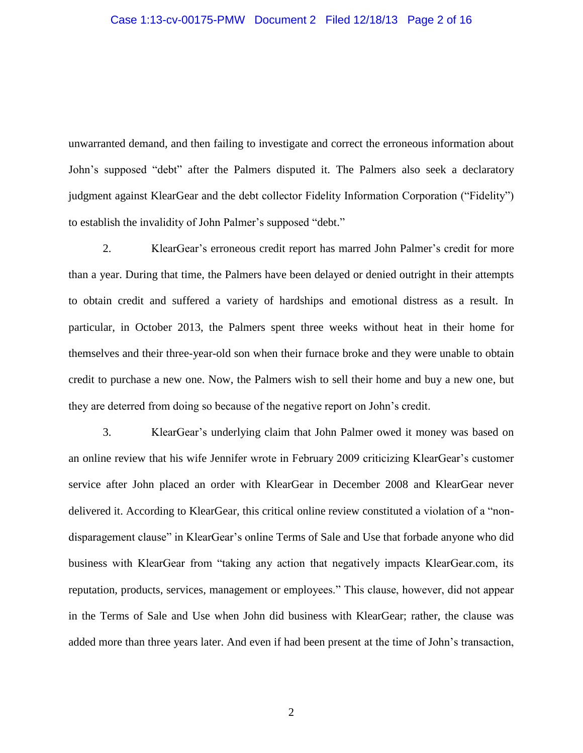unwarranted demand, and then failing to investigate and correct the erroneous information about John's supposed "debt" after the Palmers disputed it. The Palmers also seek a declaratory judgment against KlearGear and the debt collector Fidelity Information Corporation ("Fidelity") to establish the invalidity of John Palmer's supposed "debt."

2. KlearGear's erroneous credit report has marred John Palmer's credit for more than a year. During that time, the Palmers have been delayed or denied outright in their attempts to obtain credit and suffered a variety of hardships and emotional distress as a result. In particular, in October 2013, the Palmers spent three weeks without heat in their home for themselves and their three-year-old son when their furnace broke and they were unable to obtain credit to purchase a new one. Now, the Palmers wish to sell their home and buy a new one, but they are deterred from doing so because of the negative report on John's credit.

3. KlearGear's underlying claim that John Palmer owed it money was based on an online review that his wife Jennifer wrote in February 2009 criticizing KlearGear's customer service after John placed an order with KlearGear in December 2008 and KlearGear never delivered it. According to KlearGear, this critical online review constituted a violation of a "non-disparagement clause" in KlearGear's online Terms of Sale and Use that forbade anyone who did business with KlearGear from "taking any action that negatively impacts KlearGear.com, its reputation, products, services, management or employees." This clause, however, did not appear in the Terms of Sale and Use when John did business with KlearGear; rather, the clause was added more than three years later. And even if had been present at the time of John's transaction,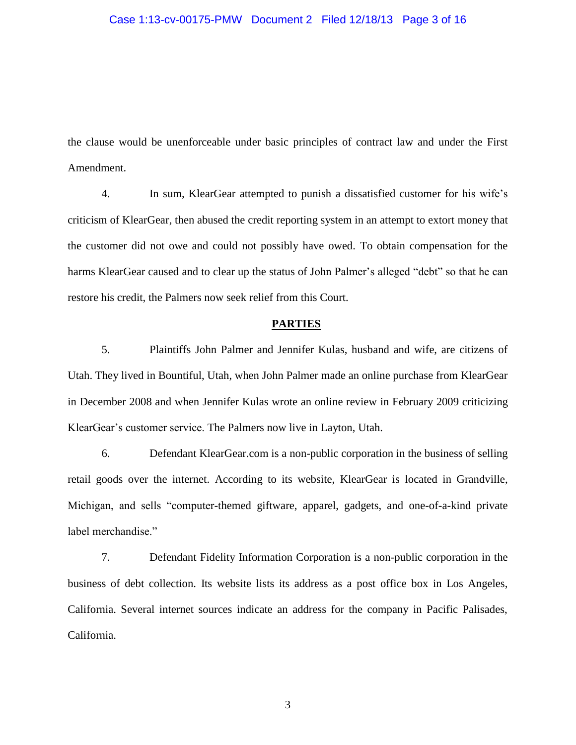the clause would be unenforceable under basic principles of contract law and under the First Amendment.

4. In sum, KlearGear attempted to punish a dissatisfied customer for his wife's criticism of KlearGear, then abused the credit reporting system in an attempt to extort money that the customer did not owe and could not possibly have owed. To obtain compensation for the harms KlearGear caused and to clear up the status of John Palmer's alleged "debt" so that he can restore his credit, the Palmers now seek relief from this Court.

## PARTIES

5. Plaintiffs John Palmer and Jennifer Kulas, husband and wife, are citizens of Utah. They lived in Bountiful, Utah, when John Palmer made an online purchase from KlearGear in December 2008 and when Jennifer Kulas wrote an online review in February 2009 criticizing KlearGear's customer service. The Palmers now live in Layton, Utah.

6. Defendant KlearGear.com is a non-public corporation in the business of selling retail goods over the internet. According to its website, KlearGear is located in Grandville, Michigan, and sells "computer-themed giftware, apparel, gadgets, and one-of-a-kind private label merchandise."

7. Defendant Fidelity Information Corporation is a non-public corporation in the business of debt collection. Its website lists its address as a post office box in Los Angeles, California. Several internet sources indicate an address for the company in Pacific Palisades, California.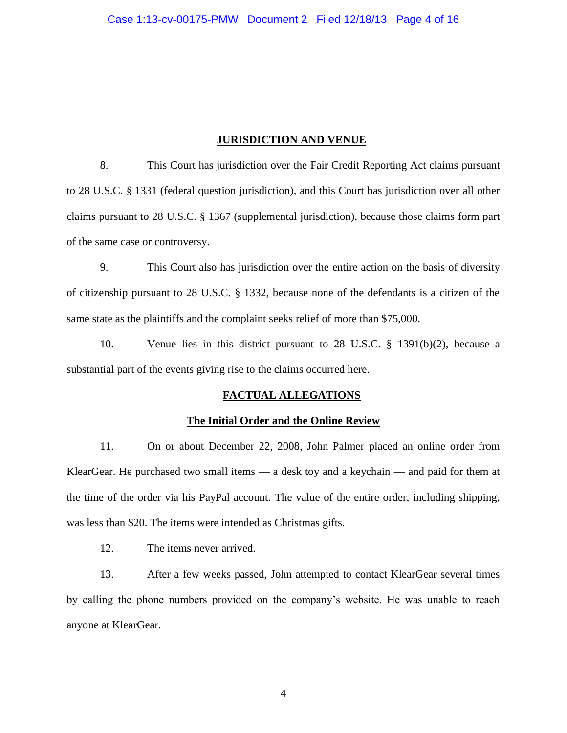## JURISDICTION AND VENUE

8. This Court has jurisdiction over the Fair Credit Reporting Act claims pursuant to 28 U.S.C. § 1331 (federal question jurisdiction), and this Court has jurisdiction over all other claims pursuant to 28 U.S.C. § 1367 (supplemental jurisdiction), because those claims form part of the same case or controversy.

9. This Court also has jurisdiction over the entire action on the basis of diversity of citizenship pursuant to 28 U.S.C. § 1332, because none of the defendants is a citizen of the same state as the plaintiffs and the complaint seeks relief of more than $75,000.

10. Venue lies in this district pursuant to 28 U.S.C. § 1391(b)(2), because a substantial part of the events giving rise to the claims occurred here.

## FACTUAL ALLEGATIONS

### The Initial Order and the Online Review

11. On or about December 22, 2008, John Palmer placed an online order from KlearGear. He purchased two small items — a desk toy and a keychain — and paid for them at the time of the order via his PayPal account. The value of the entire order, including shipping, was less than $20. The items were intended as Christmas gifts.

12. The items never arrived.

13. After a few weeks passed, John attempted to contact KlearGear several times by calling the phone numbers provided on the company's website. He was unable to reach anyone at KlearGear.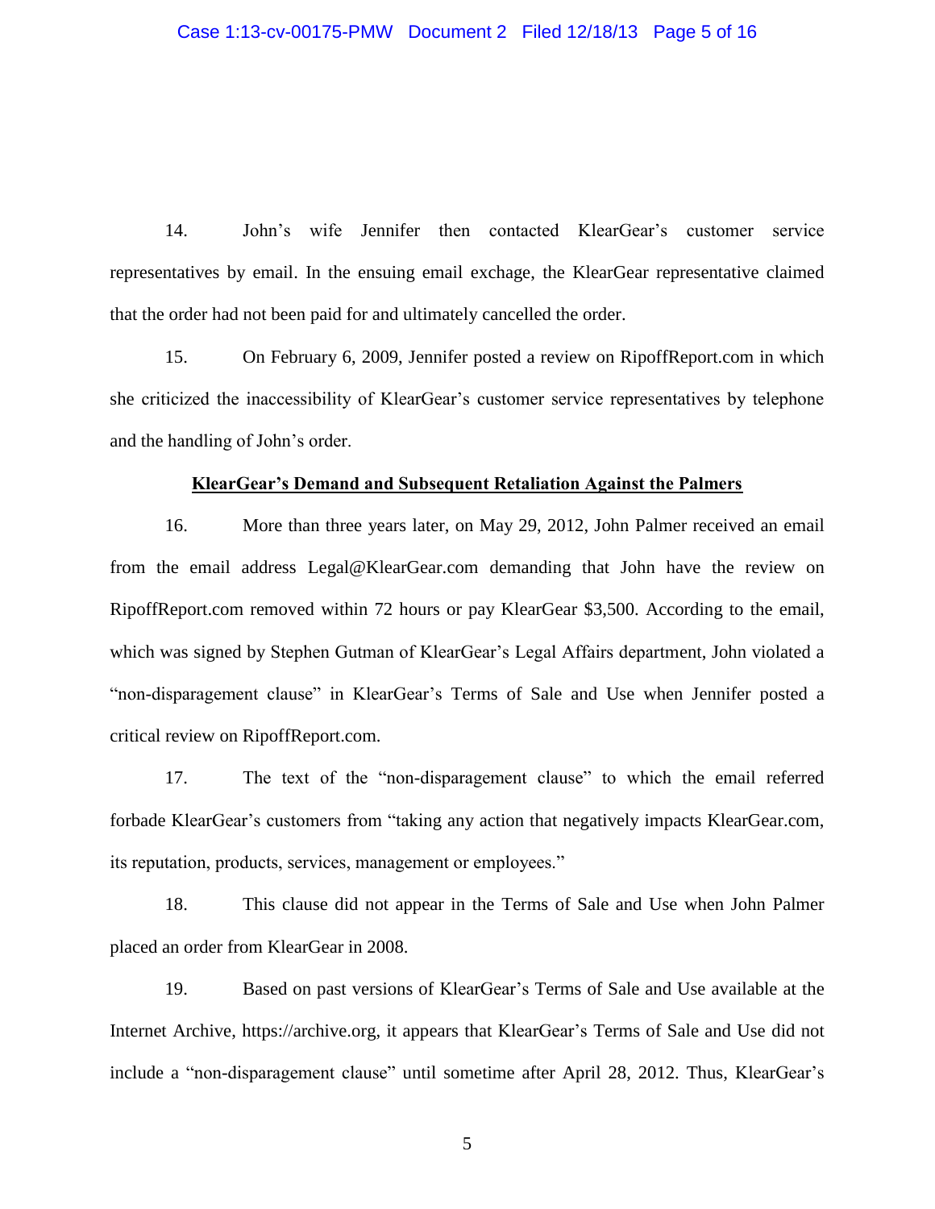14. John's wife Jennifer then contacted KlearGear's customer service representatives by email. In the ensuing email exchage, the KlearGear representative claimed that the order had not been paid for and ultimately cancelled the order.

15. On February 6, 2009, Jennifer posted a review on RipoffReport.com in which she criticized the inaccessibility of KlearGear's customer service representatives by telephone and the handling of John's order.

**KlearGear's Demand and Subsequent Retaliation Against the Palmers**

16. More than three years later, on May 29, 2012, John Palmer received an email from the email address Legal@KlearGear.com demanding that John have the review on RipoffReport.com removed within 72 hours or pay KlearGear $3,500. According to the email, which was signed by Stephen Gutman of KlearGear's Legal Affairs department, John violated a "non-disparagement clause" in KlearGear's Terms of Sale and Use when Jennifer posted a critical review on RipoffReport.com.

17. The text of the "non-disparagement clause" to which the email referred forbade KlearGear's customers from "taking any action that negatively impacts KlearGear.com, its reputation, products, services, management or employees."

18. This clause did not appear in the Terms of Sale and Use when John Palmer placed an order from KlearGear in 2008.

19. Based on past versions of KlearGear's Terms of Sale and Use available at the Internet Archive, https://archive.org, it appears that KlearGear's Terms of Sale and Use did not include a "non-disparagement clause" until sometime after April 28, 2012. Thus, KlearGear's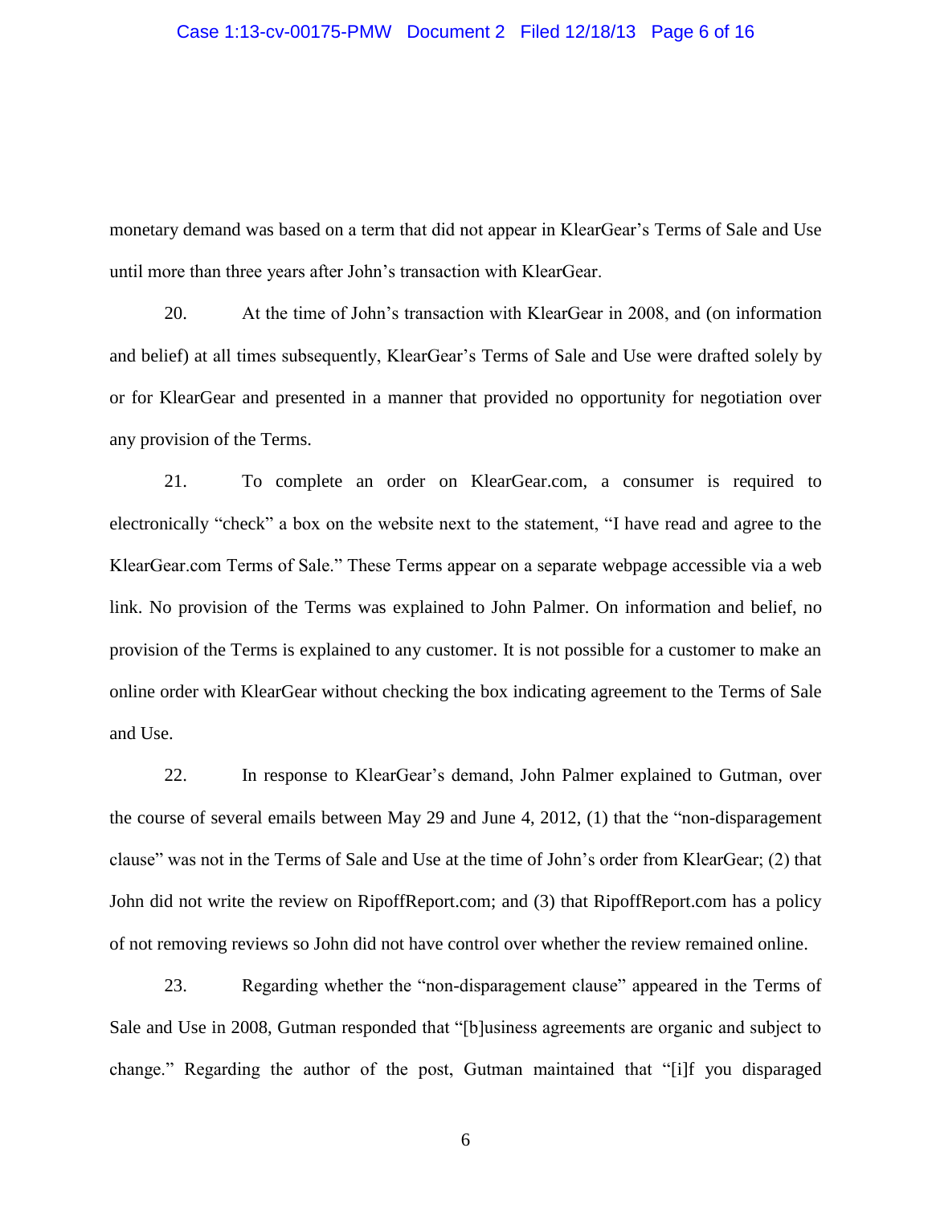monetary demand was based on a term that did not appear in KlearGear's Terms of Sale and Use until more than three years after John's transaction with KlearGear.

20. At the time of John's transaction with KlearGear in 2008, and (on information and belief) at all times subsequently, KlearGear's Terms of Sale and Use were drafted solely by or for KlearGear and presented in a manner that provided no opportunity for negotiation over any provision of the Terms.

21. To complete an order on KlearGear.com, a consumer is required to electronically "check" a box on the website next to the statement, "I have read and agree to the KlearGear.com Terms of Sale." These Terms appear on a separate webpage accessible via a web link. No provision of the Terms was explained to John Palmer. On information and belief, no provision of the Terms is explained to any customer. It is not possible for a customer to make an online order with KlearGear without checking the box indicating agreement to the Terms of Sale and Use.

22. In response to KlearGear's demand, John Palmer explained to Gutman, over the course of several emails between May 29 and June 4, 2012, (1) that the "non-disparagement clause" was not in the Terms of Sale and Use at the time of John's order from KlearGear; (2) that John did not write the review on RipoffReport.com; and (3) that RipoffReport.com has a policy of not removing reviews so John did not have control over whether the review remained online.

23. Regarding whether the "non-disparagement clause" appeared in the Terms of Sale and Use in 2008, Gutman responded that "[b]usiness agreements are organic and subject to change." Regarding the author of the post, Gutman maintained that "[i]f you disparaged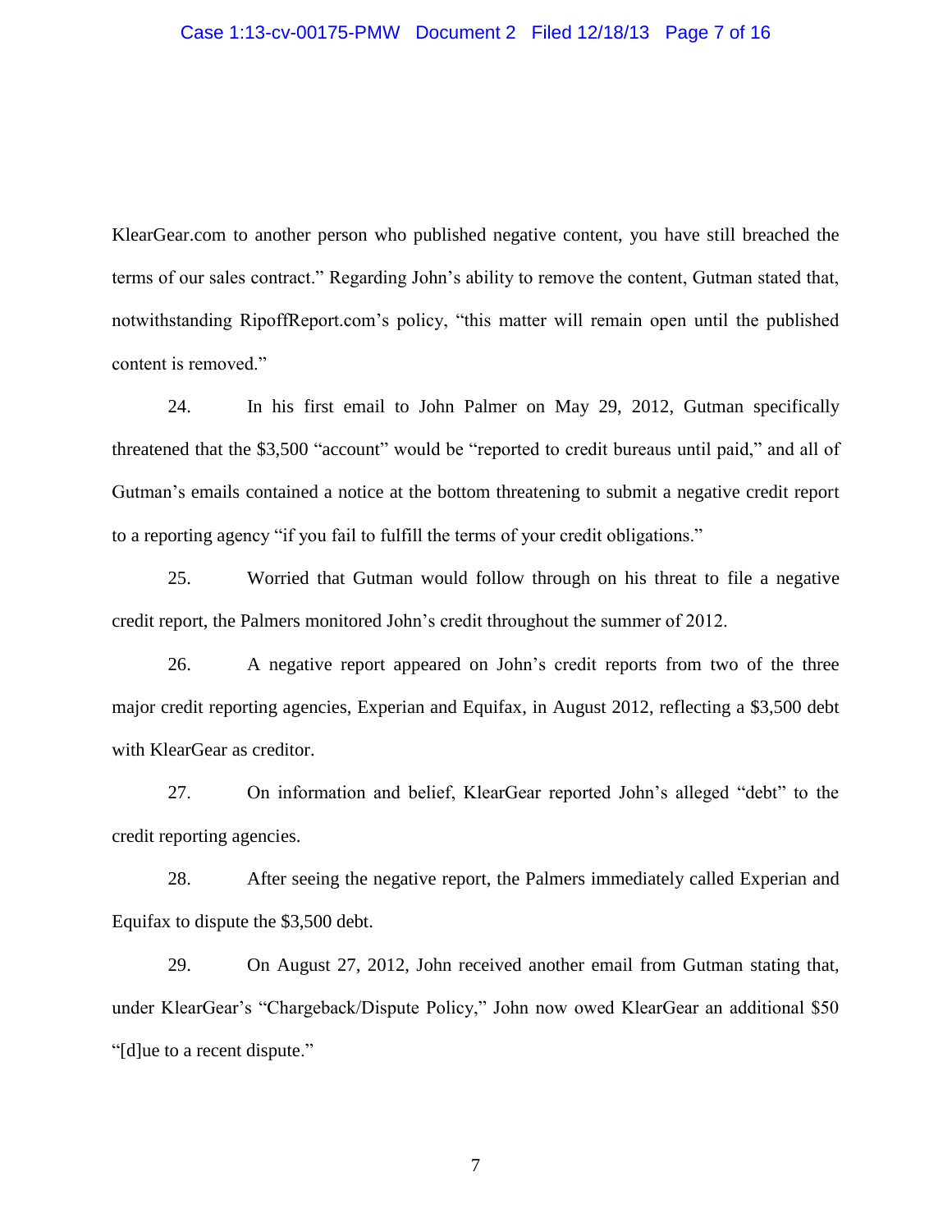KlearGear.com to another person who published negative content, you have still breached the terms of our sales contract." Regarding John's ability to remove the content, Gutman stated that, notwithstanding RipoffReport.com's policy, "this matter will remain open until the published content is removed."

24. In his first email to John Palmer on May 29, 2012, Gutman specifically threatened that the $3,500 "account" would be "reported to credit bureaus until paid," and all of Gutman's emails contained a notice at the bottom threatening to submit a negative credit report to a reporting agency "if you fail to fulfill the terms of your credit obligations."

25. Worried that Gutman would follow through on his threat to file a negative credit report, the Palmers monitored John's credit throughout the summer of 2012.

26. A negative report appeared on John's credit reports from two of the three major credit reporting agencies, Experian and Equifax, in August 2012, reflecting a $3,500 debt with KlearGear as creditor.

27. On information and belief, KlearGear reported John's alleged "debt" to the credit reporting agencies.

28. After seeing the negative report, the Palmers immediately called Experian and Equifax to dispute the $3,500 debt.

29. On August 27, 2012, John received another email from Gutman stating that, under KlearGear's "Chargeback/Dispute Policy," John now owed KlearGear an additional $50 "[d]ue to a recent dispute."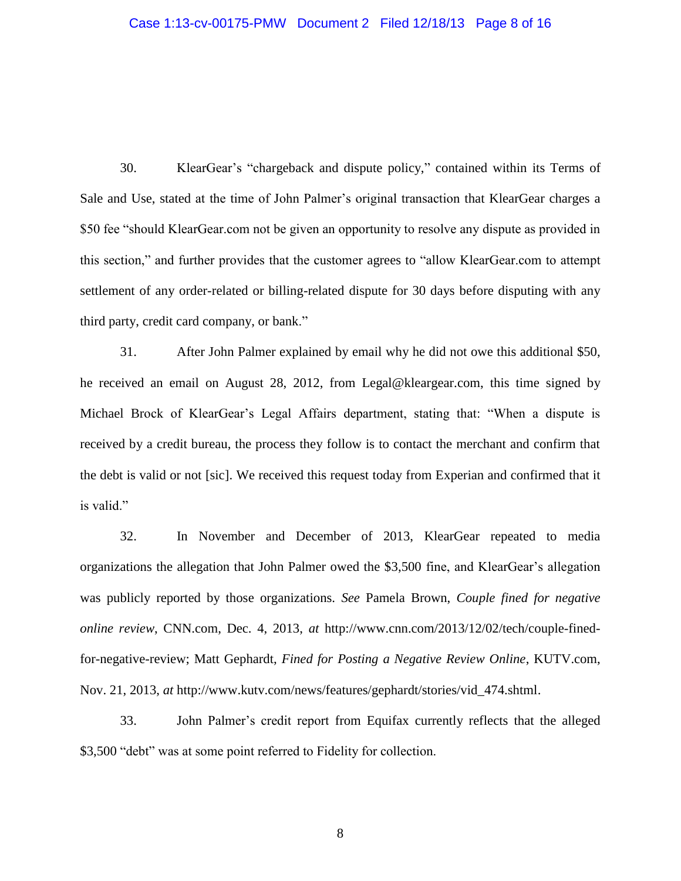30. KlearGear's "chargeback and dispute policy," contained within its Terms of Sale and Use, stated at the time of John Palmer's original transaction that KlearGear charges a $50 fee "should KlearGear.com not be given an opportunity to resolve any dispute as provided in this section," and further provides that the customer agrees to "allow KlearGear.com to attempt settlement of any order-related or billing-related dispute for 30 days before disputing with any third party, credit card company, or bank."

31. After John Palmer explained by email why he did not owe this additional $50, he received an email on August 28, 2012, from Legal@kleargear.com, this time signed by Michael Brock of KlearGear's Legal Affairs department, stating that: "When a dispute is received by a credit bureau, the process they follow is to contact the merchant and confirm that the debt is valid or not [sic]. We received this request today from Experian and confirmed that it is valid."

32. In November and December of 2013, KlearGear repeated to media organizations the allegation that John Palmer owed the $3,500 fine, and KlearGear's allegation was publicly reported by those organizations. *See* Pamela Brown, *Couple fined for negative online review*, CNN.com, Dec. 4, 2013, *at* http://www.cnn.com/2013/12/02/tech/couple-fined-for-negative-review; Matt Gephardt, *Fined for Posting a Negative Review Online*, KUTV.com, Nov. 21, 2013, *at* http://www.kutv.com/news/features/gephardt/stories/vid_474.shtml.

33. John Palmer's credit report from Equifax currently reflects that the alleged $3,500 "debt" was at some point referred to Fidelity for collection.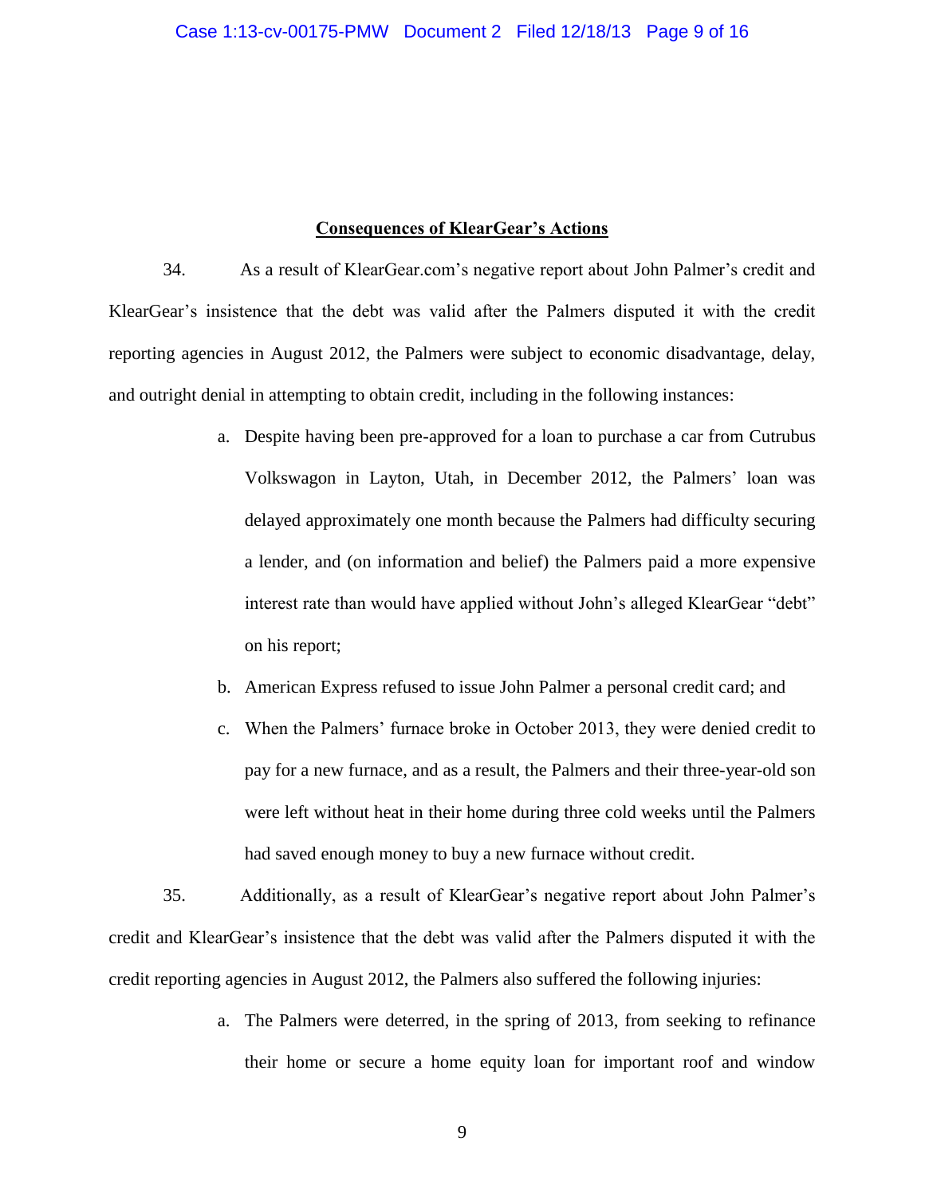## Consequences of KlearGear's Actions

34. As a result of KlearGear.com's negative report about John Palmer's credit and KlearGear's insistence that the debt was valid after the Palmers disputed it with the credit reporting agencies in August 2012, the Palmers were subject to economic disadvantage, delay, and outright denial in attempting to obtain credit, including in the following instances:

a. Despite having been pre-approved for a loan to purchase a car from Cutrubus Volkswagon in Layton, Utah, in December 2012, the Palmers' loan was delayed approximately one month because the Palmers had difficulty securing a lender, and (on information and belief) the Palmers paid a more expensive interest rate than would have applied without John's alleged KlearGear "debt" on his report;

b. American Express refused to issue John Palmer a personal credit card; and

c. When the Palmers' furnace broke in October 2013, they were denied credit to pay for a new furnace, and as a result, the Palmers and their three-year-old son were left without heat in their home during three cold weeks until the Palmers had saved enough money to buy a new furnace without credit.

35. Additionally, as a result of KlearGear's negative report about John Palmer's credit and KlearGear's insistence that the debt was valid after the Palmers disputed it with the credit reporting agencies in August 2012, the Palmers also suffered the following injuries:

a. The Palmers were deterred, in the spring of 2013, from seeking to refinance their home or secure a home equity loan for important roof and window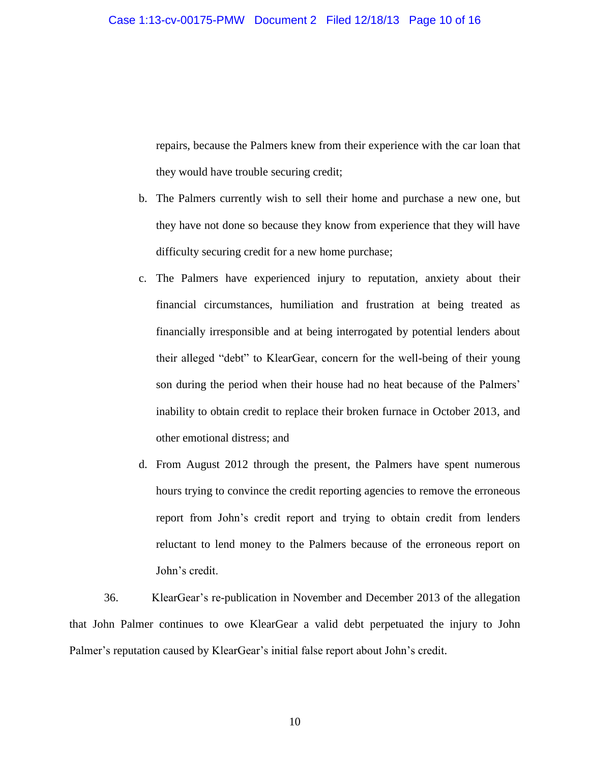repairs, because the Palmers knew from their experience with the car loan that they would have trouble securing credit;

b. The Palmers currently wish to sell their home and purchase a new one, but they have not done so because they know from experience that they will have difficulty securing credit for a new home purchase;

c. The Palmers have experienced injury to reputation, anxiety about their financial circumstances, humiliation and frustration at being treated as financially irresponsible and at being interrogated by potential lenders about their alleged "debt" to KlearGear, concern for the well-being of their young son during the period when their house had no heat because of the Palmers' inability to obtain credit to replace their broken furnace in October 2013, and other emotional distress; and

d. From August 2012 through the present, the Palmers have spent numerous hours trying to convince the credit reporting agencies to remove the erroneous report from John's credit report and trying to obtain credit from lenders reluctant to lend money to the Palmers because of the erroneous report on John's credit.

36. KlearGear's re-publication in November and December 2013 of the allegation that John Palmer continues to owe KlearGear a valid debt perpetuated the injury to John Palmer's reputation caused by KlearGear's initial false report about John's credit.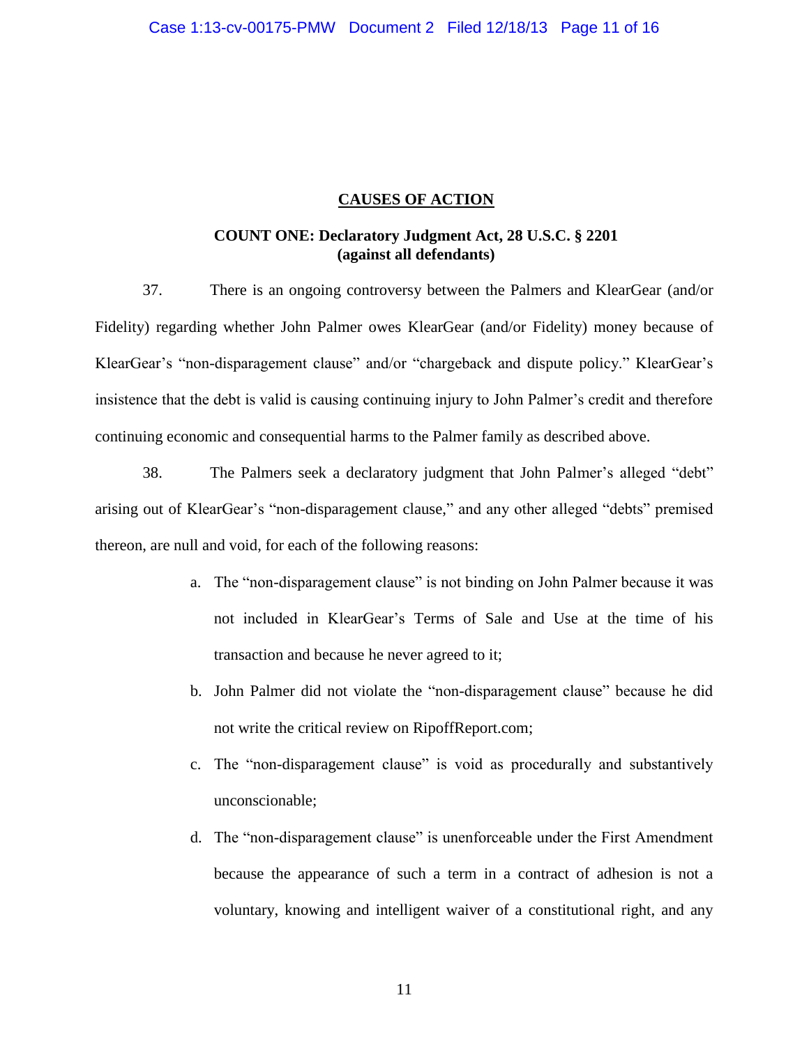## CAUSES OF ACTION

### COUNT ONE: Declaratory Judgment Act, 28 U.S.C. § 2201 (against all defendants)

37. There is an ongoing controversy between the Palmers and KlearGear (and/or Fidelity) regarding whether John Palmer owes KlearGear (and/or Fidelity) money because of KlearGear's "non-disparagement clause" and/or "chargeback and dispute policy." KlearGear's insistence that the debt is valid is causing continuing injury to John Palmer's credit and therefore continuing economic and consequential harms to the Palmer family as described above.

38. The Palmers seek a declaratory judgment that John Palmer's alleged "debt" arising out of KlearGear's "non-disparagement clause," and any other alleged "debts" premised thereon, are null and void, for each of the following reasons:

a. The "non-disparagement clause" is not binding on John Palmer because it was not included in KlearGear's Terms of Sale and Use at the time of his transaction and because he never agreed to it;

b. John Palmer did not violate the "non-disparagement clause" because he did not write the critical review on RipoffReport.com;

c. The "non-disparagement clause" is void as procedurally and substantively unconscionable;

d. The "non-disparagement clause" is unenforceable under the First Amendment because the appearance of such a term in a contract of adhesion is not a voluntary, knowing and intelligent waiver of a constitutional right, and any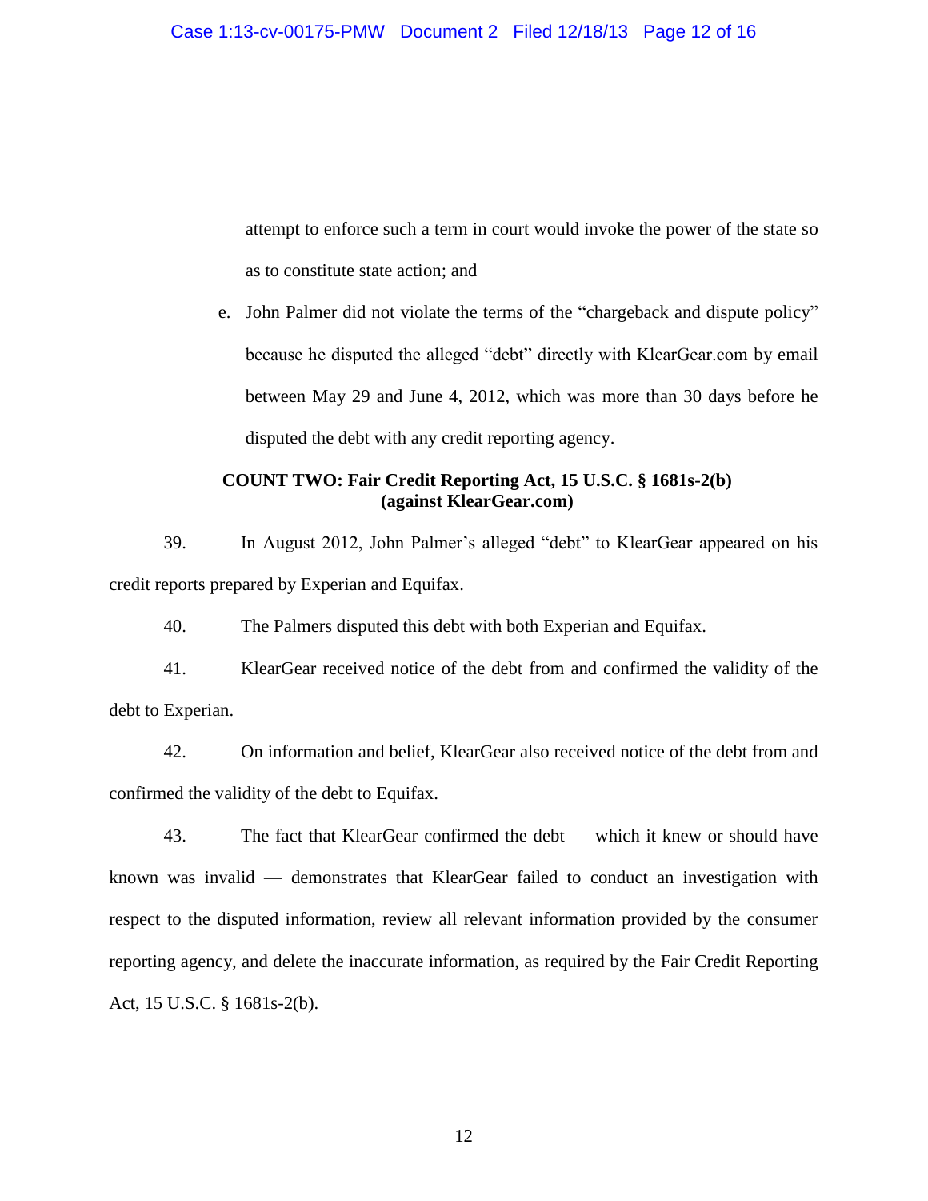attempt to enforce such a term in court would invoke the power of the state so as to constitute state action; and

e. John Palmer did not violate the terms of the "chargeback and dispute policy" because he disputed the alleged "debt" directly with KlearGear.com by email between May 29 and June 4, 2012, which was more than 30 days before he disputed the debt with any credit reporting agency.

**COUNT TWO: Fair Credit Reporting Act, 15 U.S.C. § 1681s-2(b)**
**(against KlearGear.com)**

39. In August 2012, John Palmer's alleged "debt" to KlearGear appeared on his credit reports prepared by Experian and Equifax.

40. The Palmers disputed this debt with both Experian and Equifax.

41. KlearGear received notice of the debt from and confirmed the validity of the debt to Experian.

42. On information and belief, KlearGear also received notice of the debt from and confirmed the validity of the debt to Equifax.

43. The fact that KlearGear confirmed the debt — which it knew or should have known was invalid — demonstrates that KlearGear failed to conduct an investigation with respect to the disputed information, review all relevant information provided by the consumer reporting agency, and delete the inaccurate information, as required by the Fair Credit Reporting Act, 15 U.S.C. § 1681s-2(b).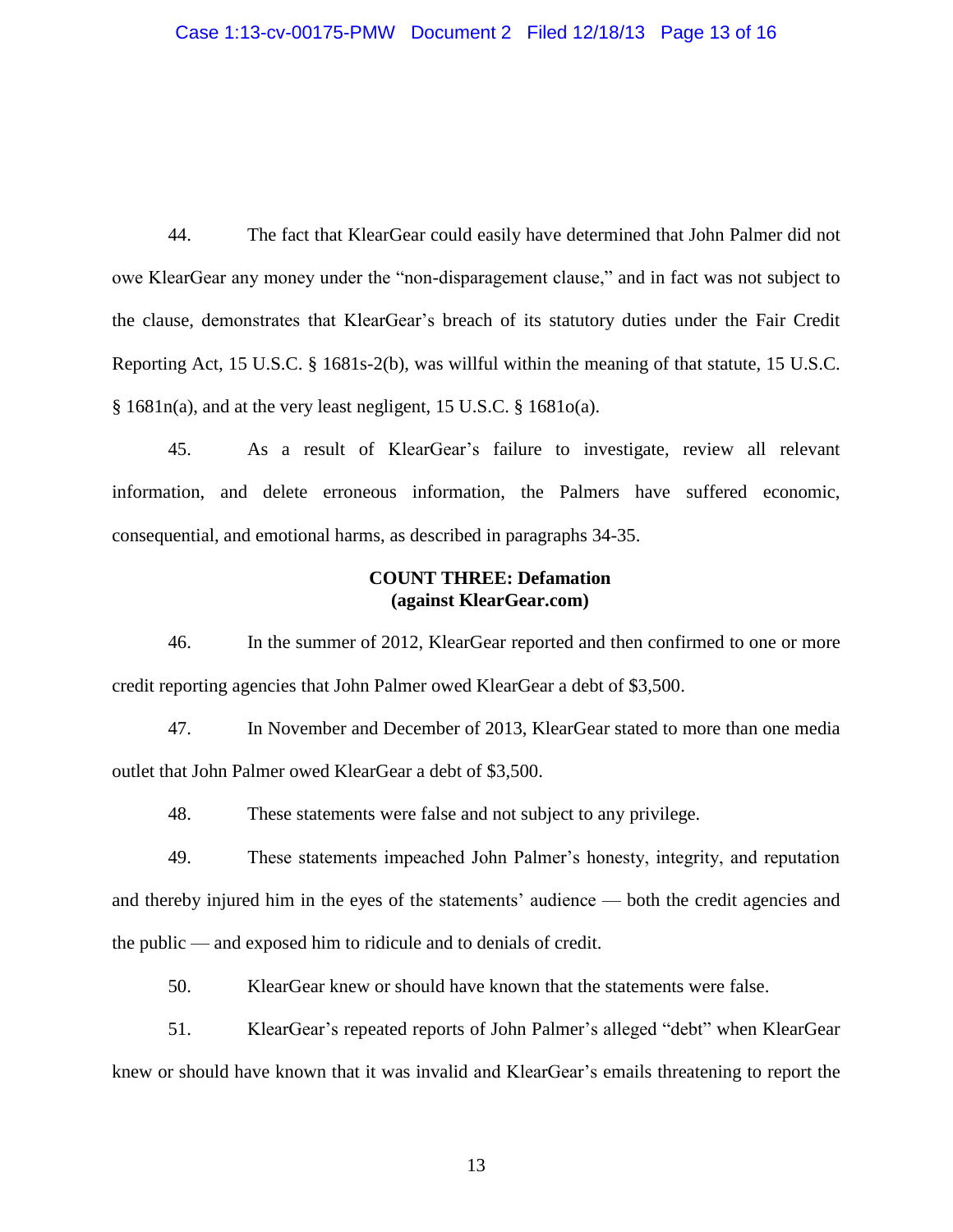44. The fact that KlearGear could easily have determined that John Palmer did not owe KlearGear any money under the "non-disparagement clause," and in fact was not subject to the clause, demonstrates that KlearGear's breach of its statutory duties under the Fair Credit Reporting Act, 15 U.S.C. § 1681s-2(b), was willful within the meaning of that statute, 15 U.S.C. § 1681n(a), and at the very least negligent, 15 U.S.C. § 1681o(a).

45. As a result of KlearGear's failure to investigate, review all relevant information, and delete erroneous information, the Palmers have suffered economic, consequential, and emotional harms, as described in paragraphs 34-35.

**COUNT THREE: Defamation**
**(against KlearGear.com)**

46. In the summer of 2012, KlearGear reported and then confirmed to one or more credit reporting agencies that John Palmer owed KlearGear a debt of $3,500.

47. In November and December of 2013, KlearGear stated to more than one media outlet that John Palmer owed KlearGear a debt of $3,500.

48. These statements were false and not subject to any privilege.

49. These statements impeached John Palmer's honesty, integrity, and reputation and thereby injured him in the eyes of the statements' audience — both the credit agencies and the public — and exposed him to ridicule and to denials of credit.

50. KlearGear knew or should have known that the statements were false.

51. KlearGear's repeated reports of John Palmer's alleged "debt" when KlearGear knew or should have known that it was invalid and KlearGear's emails threatening to report the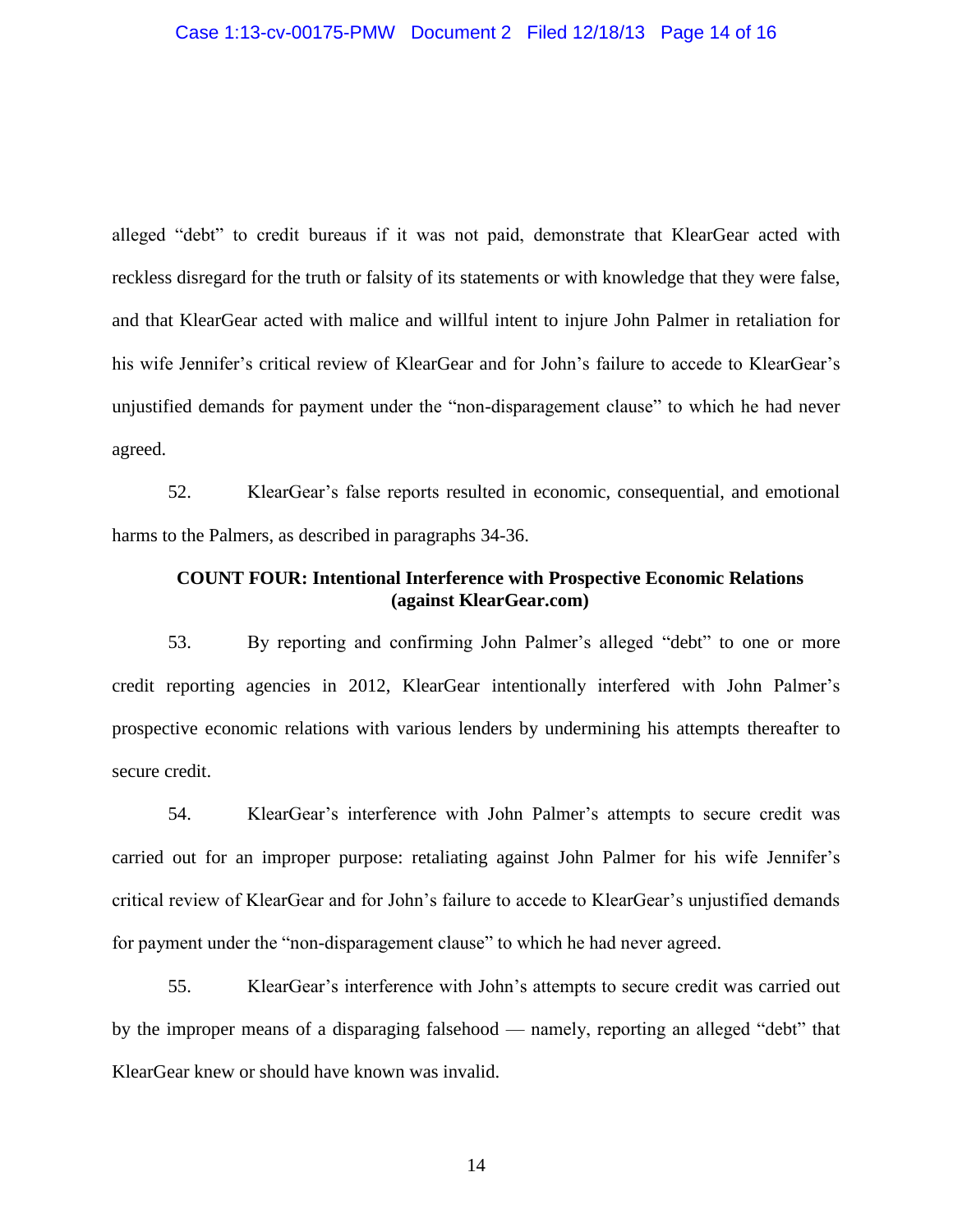alleged "debt" to credit bureaus if it was not paid, demonstrate that KlearGear acted with reckless disregard for the truth or falsity of its statements or with knowledge that they were false, and that KlearGear acted with malice and willful intent to injure John Palmer in retaliation for his wife Jennifer's critical review of KlearGear and for John's failure to accede to KlearGear's unjustified demands for payment under the "non-disparagement clause" to which he had never agreed.

52. KlearGear's false reports resulted in economic, consequential, and emotional harms to the Palmers, as described in paragraphs 34-36.

**COUNT FOUR: Intentional Interference with Prospective Economic Relations (against KlearGear.com)**

53. By reporting and confirming John Palmer's alleged "debt" to one or more credit reporting agencies in 2012, KlearGear intentionally interfered with John Palmer's prospective economic relations with various lenders by undermining his attempts thereafter to secure credit.

54. KlearGear's interference with John Palmer's attempts to secure credit was carried out for an improper purpose: retaliating against John Palmer for his wife Jennifer's critical review of KlearGear and for John's failure to accede to KlearGear's unjustified demands for payment under the "non-disparagement clause" to which he had never agreed.

55. KlearGear's interference with John's attempts to secure credit was carried out by the improper means of a disparaging falsehood — namely, reporting an alleged "debt" that KlearGear knew or should have known was invalid.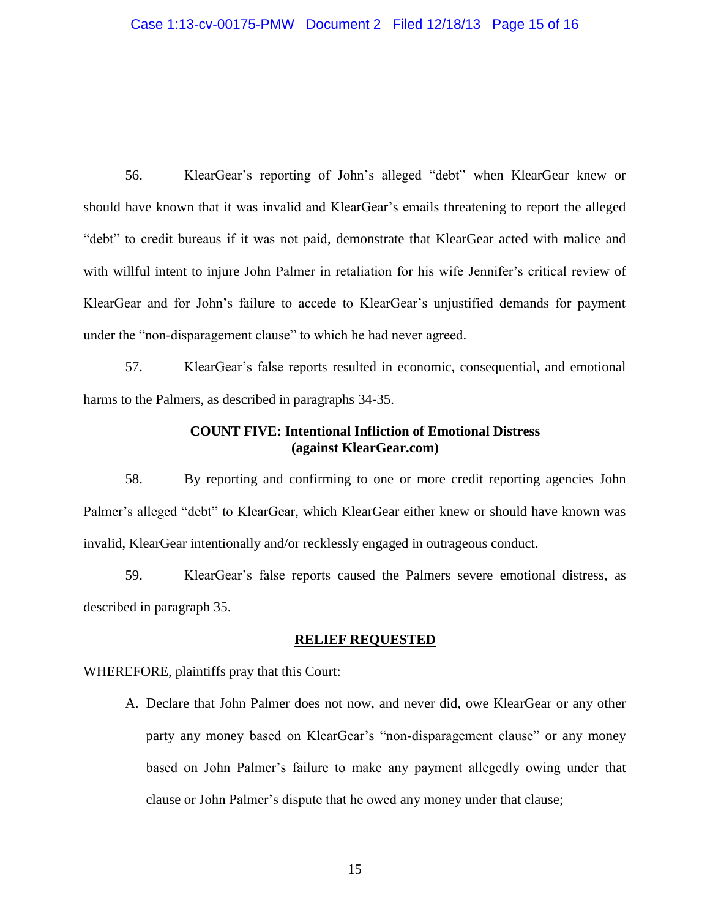56. KlearGear's reporting of John's alleged "debt" when KlearGear knew or should have known that it was invalid and KlearGear's emails threatening to report the alleged "debt" to credit bureaus if it was not paid, demonstrate that KlearGear acted with malice and with willful intent to injure John Palmer in retaliation for his wife Jennifer's critical review of KlearGear and for John's failure to accede to KlearGear's unjustified demands for payment under the "non-disparagement clause" to which he had never agreed.

57. KlearGear's false reports resulted in economic, consequential, and emotional harms to the Palmers, as described in paragraphs 34-35.

**COUNT FIVE: Intentional Infliction of Emotional Distress (against KlearGear.com)**

58. By reporting and confirming to one or more credit reporting agencies John Palmer's alleged "debt" to KlearGear, which KlearGear either knew or should have known was invalid, KlearGear intentionally and/or recklessly engaged in outrageous conduct.

59. KlearGear's false reports caused the Palmers severe emotional distress, as described in paragraph 35.

**RELIEF REQUESTED**

WHEREFORE, plaintiffs pray that this Court:

A. Declare that John Palmer does not now, and never did, owe KlearGear or any other party any money based on KlearGear's "non-disparagement clause" or any money based on John Palmer's failure to make any payment allegedly owing under that clause or John Palmer's dispute that he owed any money under that clause;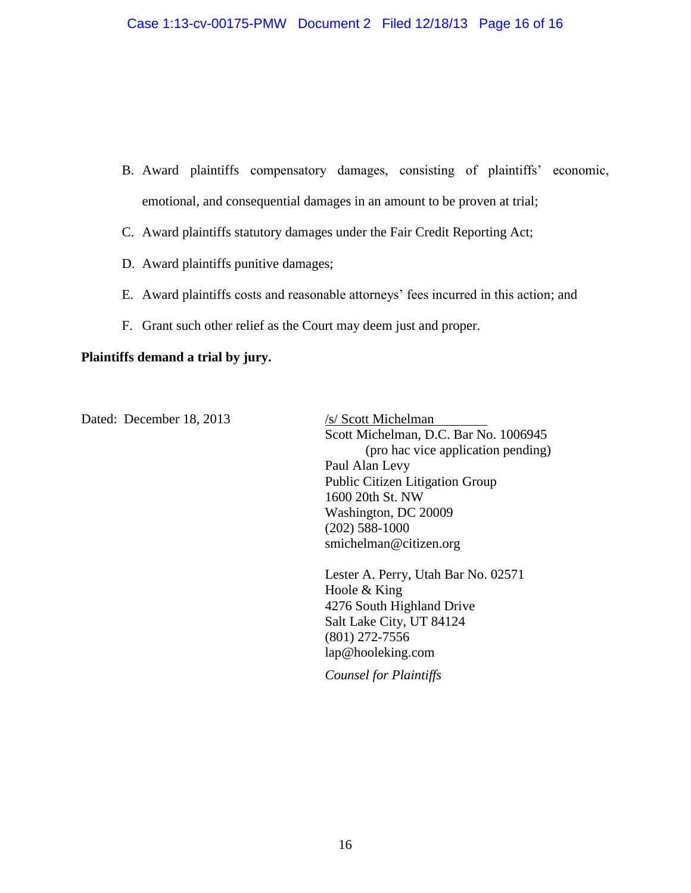B. Award plaintiffs compensatory damages, consisting of plaintiffs' economic, emotional, and consequential damages in an amount to be proven at trial;

C. Award plaintiffs statutory damages under the Fair Credit Reporting Act;

D. Award plaintiffs punitive damages;

E. Award plaintiffs costs and reasonable attorneys' fees incurred in this action; and

F. Grant such other relief as the Court may deem just and proper.

**Plaintiffs demand a trial by jury.**

Dated: December 18, 2013

/s/ Scott Michelman
Scott Michelman, D.C. Bar No. 1006945
(pro hac vice application pending)
Paul Alan Levy
Public Citizen Litigation Group
1600 20th St. NW
Washington, DC 20009
(202) 588-1000
smichelman@citizen.org

Lester A. Perry, Utah Bar No. 02571
Hoole & King
4276 South Highland Drive
Salt Lake City, UT 84124
(801) 272-7556
lap@hooleking.com

*Counsel for Plaintiffs*